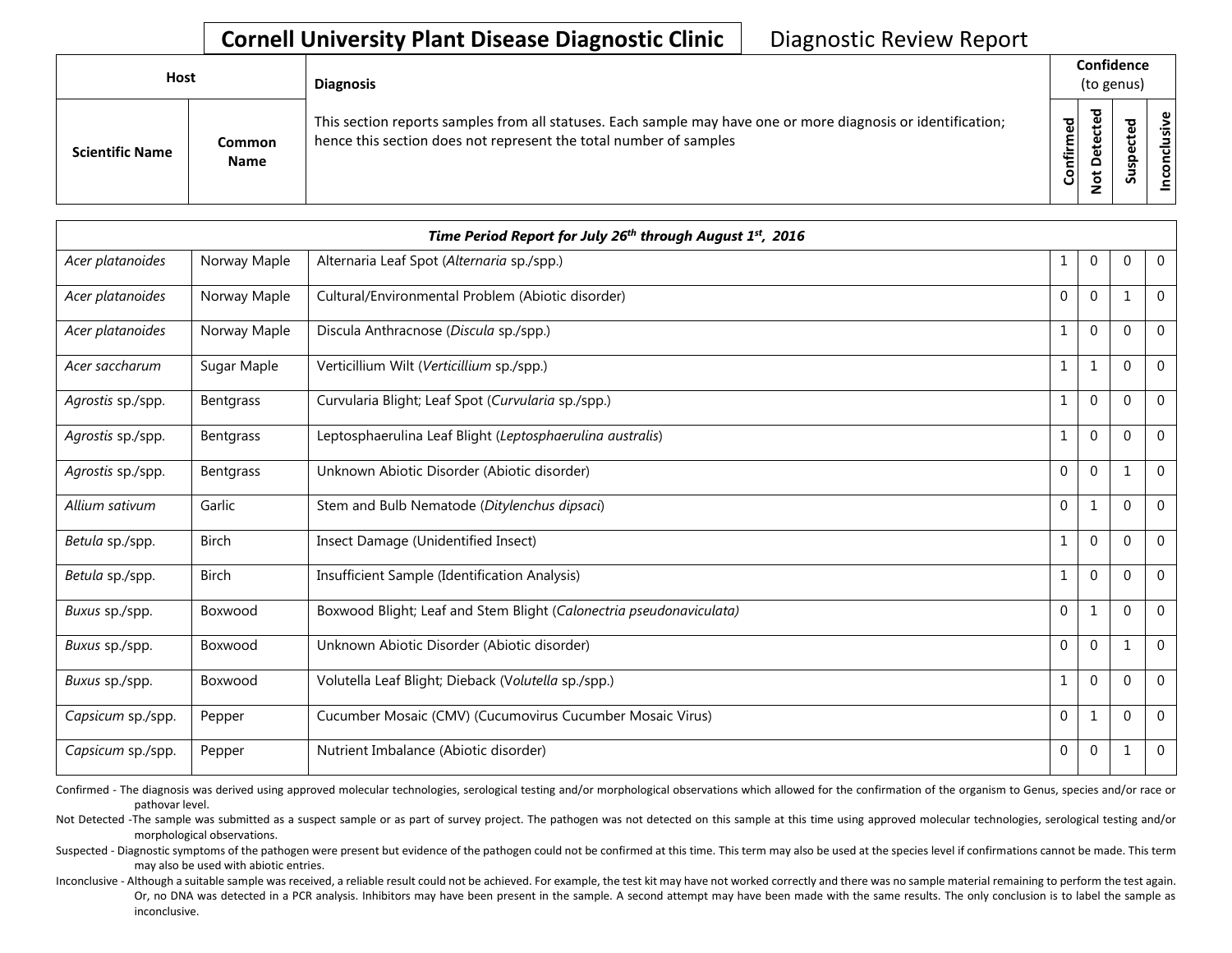# Cornell University Plant Disease Diagnostic Clinic

Diagnostic Review Report

| Host | | Diagnosis | Confidence (to genus) | | | |
|---|---|---|---|---|---|---|
| Scientific Name | Common Name | This section reports samples from all statuses. Each sample may have one or more diagnosis or identification; hence this section does not represent the total number of samples | Confirmed | Not Detected | Suspected | Inconclusive |
| ***Time Period Report for July 26th through August 1st, 2016*** | | | | | | |
| *Acer platanoides* | Norway Maple | Alternaria Leaf Spot (*Alternaria* sp./spp.) | 1 | 0 | 0 | 0 |
| *Acer platanoides* | Norway Maple | Cultural/Environmental Problem (Abiotic disorder) | 0 | 0 | 1 | 0 |
| *Acer platanoides* | Norway Maple | Discula Anthracnose (*Discula* sp./spp.) | 1 | 0 | 0 | 0 |
| *Acer saccharum* | Sugar Maple | Verticillium Wilt (*Verticillium* sp./spp.) | 1 | 1 | 0 | 0 |
| *Agrostis* sp./spp. | Bentgrass | Curvularia Blight; Leaf Spot (*Curvularia* sp./spp.) | 1 | 0 | 0 | 0 |
| *Agrostis* sp./spp. | Bentgrass | Leptosphaerulina Leaf Blight (*Leptosphaerulina australis*) | 1 | 0 | 0 | 0 |
| *Agrostis* sp./spp. | Bentgrass | Unknown Abiotic Disorder (Abiotic disorder) | 0 | 0 | 1 | 0 |
| *Allium sativum* | Garlic | Stem and Bulb Nematode (*Ditylenchus dipsaci*) | 0 | 1 | 0 | 0 |
| *Betula* sp./spp. | Birch | Insect Damage (Unidentified Insect) | 1 | 0 | 0 | 0 |
| *Betula* sp./spp. | Birch | Insufficient Sample (Identification Analysis) | 1 | 0 | 0 | 0 |
| *Buxus* sp./spp. | Boxwood | Boxwood Blight; Leaf and Stem Blight (*Calonectria pseudonaviculata*) | 0 | 1 | 0 | 0 |
| *Buxus* sp./spp. | Boxwood | Unknown Abiotic Disorder (Abiotic disorder) | 0 | 0 | 1 | 0 |
| *Buxus* sp./spp. | Boxwood | Volutella Leaf Blight; Dieback (*Volutella* sp./spp.) | 1 | 0 | 0 | 0 |
| *Capsicum* sp./spp. | Pepper | Cucumber Mosaic (CMV) (Cucumovirus Cucumber Mosaic Virus) | 0 | 1 | 0 | 0 |
| *Capsicum* sp./spp. | Pepper | Nutrient Imbalance (Abiotic disorder) | 0 | 0 | 1 | 0 |

Confirmed - The diagnosis was derived using approved molecular technologies, serological testing and/or morphological observations which allowed for the confirmation of the organism to Genus, species and/or race or pathovar level.

Not Detected -The sample was submitted as a suspect sample or as part of survey project. The pathogen was not detected on this sample at this time using approved molecular technologies, serological testing and/or morphological observations.

Suspected - Diagnostic symptoms of the pathogen were present but evidence of the pathogen could not be confirmed at this time. This term may also be used at the species level if confirmations cannot be made. This term may also be used with abiotic entries.

Inconclusive - Although a suitable sample was received, a reliable result could not be achieved. For example, the test kit may have not worked correctly and there was no sample material remaining to perform the test again. Or, no DNA was detected in a PCR analysis. Inhibitors may have been present in the sample. A second attempt may have been made with the same results. The only conclusion is to label the sample as inconclusive.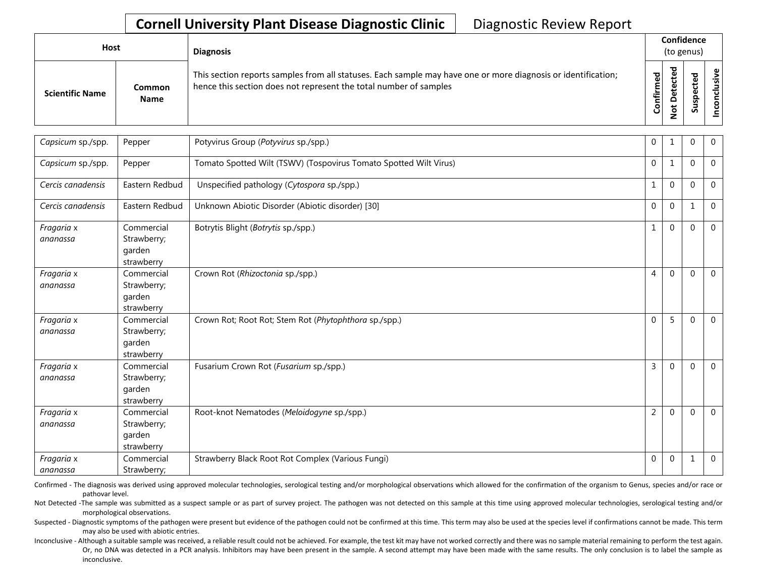# Cornell University Plant Disease Diagnostic Clinic

Diagnostic Review Report

| Host | | Diagnosis | Confidence (to genus) | | | |
|---|---|---|---|---|---|---|
| Scientific Name | Common Name | This section reports samples from all statuses. Each sample may have one or more diagnosis or identification; hence this section does not represent the total number of samples | Confirmed | Not Detected | Suspected | Inconclusive |
| *Capsicum* sp./spp. | Pepper | Potyvirus Group (*Potyvirus* sp./spp.) | 0 | 1 | 0 | 0 |
| *Capsicum* sp./spp. | Pepper | Tomato Spotted Wilt (TSWV) (Tospovirus Tomato Spotted Wilt Virus) | 0 | 1 | 0 | 0 |
| *Cercis canadensis* | Eastern Redbud | Unspecified pathology (*Cytospora* sp./spp.) | 1 | 0 | 0 | 0 |
| *Cercis canadensis* | Eastern Redbud | Unknown Abiotic Disorder (Abiotic disorder) [30] | 0 | 0 | 1 | 0 |
| *Fragaria* x *ananassa* | Commercial Strawberry; garden strawberry | Botrytis Blight (*Botrytis* sp./spp.) | 1 | 0 | 0 | 0 |
| *Fragaria* x *ananassa* | Commercial Strawberry; garden strawberry | Crown Rot (*Rhizoctonia* sp./spp.) | 4 | 0 | 0 | 0 |
| *Fragaria* x *ananassa* | Commercial Strawberry; garden strawberry | Crown Rot; Root Rot; Stem Rot (*Phytophthora* sp./spp.) | 0 | 5 | 0 | 0 |
| *Fragaria* x *ananassa* | Commercial Strawberry; garden strawberry | Fusarium Crown Rot (*Fusarium* sp./spp.) | 3 | 0 | 0 | 0 |
| *Fragaria* x *ananassa* | Commercial Strawberry; garden strawberry | Root-knot Nematodes (*Meloidogyne* sp./spp.) | 2 | 0 | 0 | 0 |
| *Fragaria* x *ananassa* | Commercial Strawberry; | Strawberry Black Root Rot Complex (Various Fungi) | 0 | 0 | 1 | 0 |

Confirmed - The diagnosis was derived using approved molecular technologies, serological testing and/or morphological observations which allowed for the confirmation of the organism to Genus, species and/or race or pathovar level.

Not Detected -The sample was submitted as a suspect sample or as part of survey project. The pathogen was not detected on this sample at this time using approved molecular technologies, serological testing and/or morphological observations.

Suspected - Diagnostic symptoms of the pathogen were present but evidence of the pathogen could not be confirmed at this time. This term may also be used at the species level if confirmations cannot be made. This term may also be used with abiotic entries.

Inconclusive - Although a suitable sample was received, a reliable result could not be achieved. For example, the test kit may have not worked correctly and there was no sample material remaining to perform the test again. Or, no DNA was detected in a PCR analysis. Inhibitors may have been present in the sample. A second attempt may have been made with the same results. The only conclusion is to label the sample as inconclusive.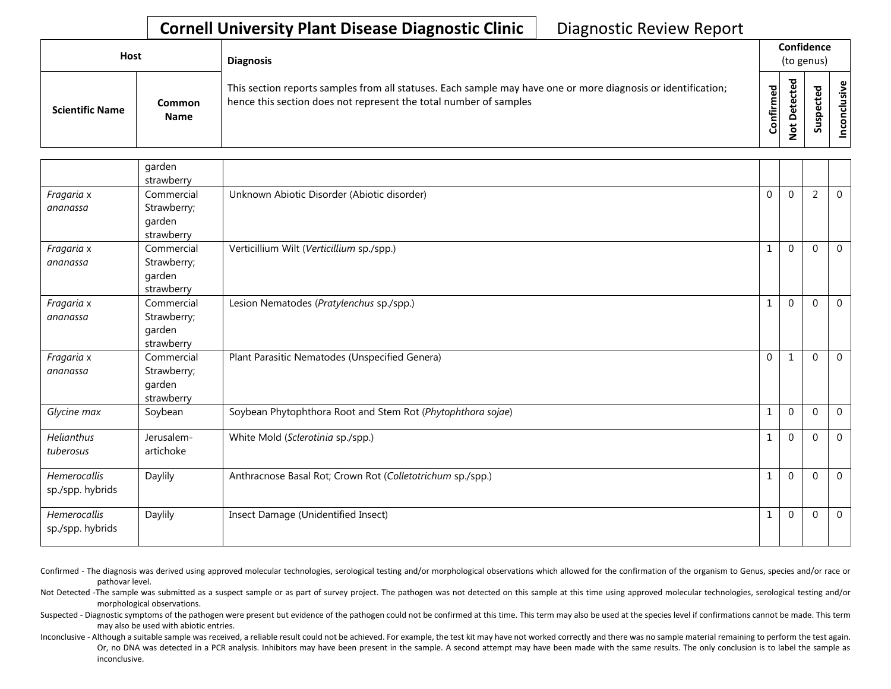Cornell University Plant Disease Diagnostic Clinic — Diagnostic Review Report

| Host | | Diagnosis | Confidence (to genus) | | | |
|---|---|---|---|---|---|---|
| Scientific Name | Common Name | This section reports samples from all statuses. Each sample may have one or more diagnosis or identification; hence this section does not represent the total number of samples | Confirmed | Not Detected | Suspected | Inconclusive |
| | garden strawberry | | | | | |
| *Fragaria* x *ananassa* | Commercial Strawberry; garden strawberry | Unknown Abiotic Disorder (Abiotic disorder) | 0 | 0 | 2 | 0 |
| *Fragaria* x *ananassa* | Commercial Strawberry; garden strawberry | Verticillium Wilt (*Verticillium* sp./spp.) | 1 | 0 | 0 | 0 |
| *Fragaria* x *ananassa* | Commercial Strawberry; garden strawberry | Lesion Nematodes (*Pratylenchus* sp./spp.) | 1 | 0 | 0 | 0 |
| *Fragaria* x *ananassa* | Commercial Strawberry; garden strawberry | Plant Parasitic Nematodes (Unspecified Genera) | 0 | 1 | 0 | 0 |
| *Glycine max* | Soybean | Soybean Phytophthora Root and Stem Rot (*Phytophthora sojae*) | 1 | 0 | 0 | 0 |
| *Helianthus tuberosus* | Jerusalem-artichoke | White Mold (*Sclerotinia* sp./spp.) | 1 | 0 | 0 | 0 |
| *Hemerocallis* sp./spp. hybrids | Daylily | Anthracnose Basal Rot; Crown Rot (*Colletotrichum* sp./spp.) | 1 | 0 | 0 | 0 |
| *Hemerocallis* sp./spp. hybrids | Daylily | Insect Damage (Unidentified Insect) | 1 | 0 | 0 | 0 |

Confirmed - The diagnosis was derived using approved molecular technologies, serological testing and/or morphological observations which allowed for the confirmation of the organism to Genus, species and/or race or pathovar level.

Not Detected -The sample was submitted as a suspect sample or as part of survey project. The pathogen was not detected on this sample at this time using approved molecular technologies, serological testing and/or morphological observations.

Suspected - Diagnostic symptoms of the pathogen were present but evidence of the pathogen could not be confirmed at this time. This term may also be used at the species level if confirmations cannot be made. This term may also be used with abiotic entries.

Inconclusive - Although a suitable sample was received, a reliable result could not be achieved. For example, the test kit may have not worked correctly and there was no sample material remaining to perform the test again. Or, no DNA was detected in a PCR analysis. Inhibitors may have been present in the sample. A second attempt may have been made with the same results. The only conclusion is to label the sample as inconclusive.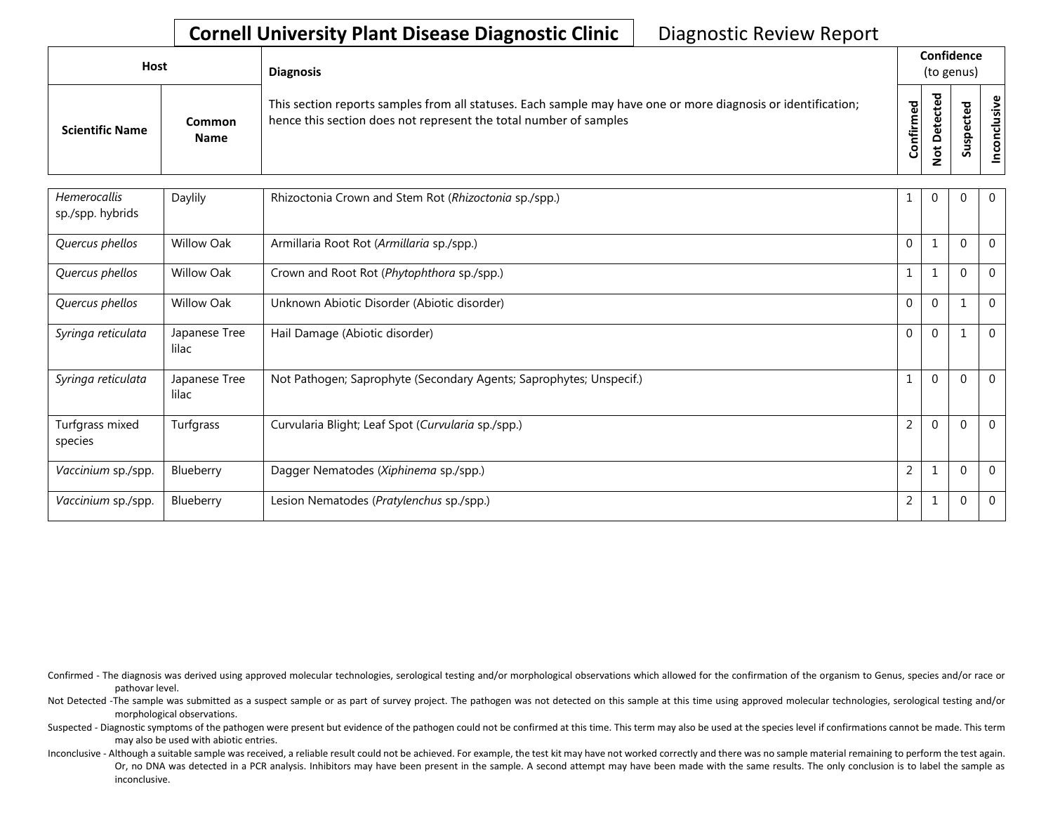# Cornell University Plant Disease Diagnostic Clinic

Diagnostic Review Report

| Host | | Diagnosis | Confidence (to genus) | | | |
|---|---|---|---|---|---|---|
| **Scientific Name** | **Common Name** | This section reports samples from all statuses. Each sample may have one or more diagnosis or identification; hence this section does not represent the total number of samples | **Confirmed** | **Not Detected** | **Suspected** | **Inconclusive** |
| *Hemerocallis* sp./spp. hybrids | Daylily | Rhizoctonia Crown and Stem Rot (*Rhizoctonia* sp./spp.) | 1 | 0 | 0 | 0 |
| *Quercus phellos* | Willow Oak | Armillaria Root Rot (*Armillaria* sp./spp.) | 0 | 1 | 0 | 0 |
| *Quercus phellos* | Willow Oak | Crown and Root Rot (*Phytophthora* sp./spp.) | 1 | 1 | 0 | 0 |
| *Quercus phellos* | Willow Oak | Unknown Abiotic Disorder (Abiotic disorder) | 0 | 0 | 1 | 0 |
| *Syringa reticulata* | Japanese Tree lilac | Hail Damage (Abiotic disorder) | 0 | 0 | 1 | 0 |
| *Syringa reticulata* | Japanese Tree lilac | Not Pathogen; Saprophyte (Secondary Agents; Saprophytes; Unspecif.) | 1 | 0 | 0 | 0 |
| Turfgrass mixed species | Turfgrass | Curvularia Blight; Leaf Spot (*Curvularia* sp./spp.) | 2 | 0 | 0 | 0 |
| *Vaccinium* sp./spp. | Blueberry | Dagger Nematodes (*Xiphinema* sp./spp.) | 2 | 1 | 0 | 0 |
| *Vaccinium* sp./spp. | Blueberry | Lesion Nematodes (*Pratylenchus* sp./spp.) | 2 | 1 | 0 | 0 |

Confirmed - The diagnosis was derived using approved molecular technologies, serological testing and/or morphological observations which allowed for the confirmation of the organism to Genus, species and/or race or pathovar level.

Not Detected -The sample was submitted as a suspect sample or as part of survey project. The pathogen was not detected on this sample at this time using approved molecular technologies, serological testing and/or morphological observations.

Suspected - Diagnostic symptoms of the pathogen were present but evidence of the pathogen could not be confirmed at this time. This term may also be used at the species level if confirmations cannot be made. This term may also be used with abiotic entries.

Inconclusive - Although a suitable sample was received, a reliable result could not be achieved. For example, the test kit may have not worked correctly and there was no sample material remaining to perform the test again. Or, no DNA was detected in a PCR analysis. Inhibitors may have been present in the sample. A second attempt may have been made with the same results. The only conclusion is to label the sample as inconclusive.